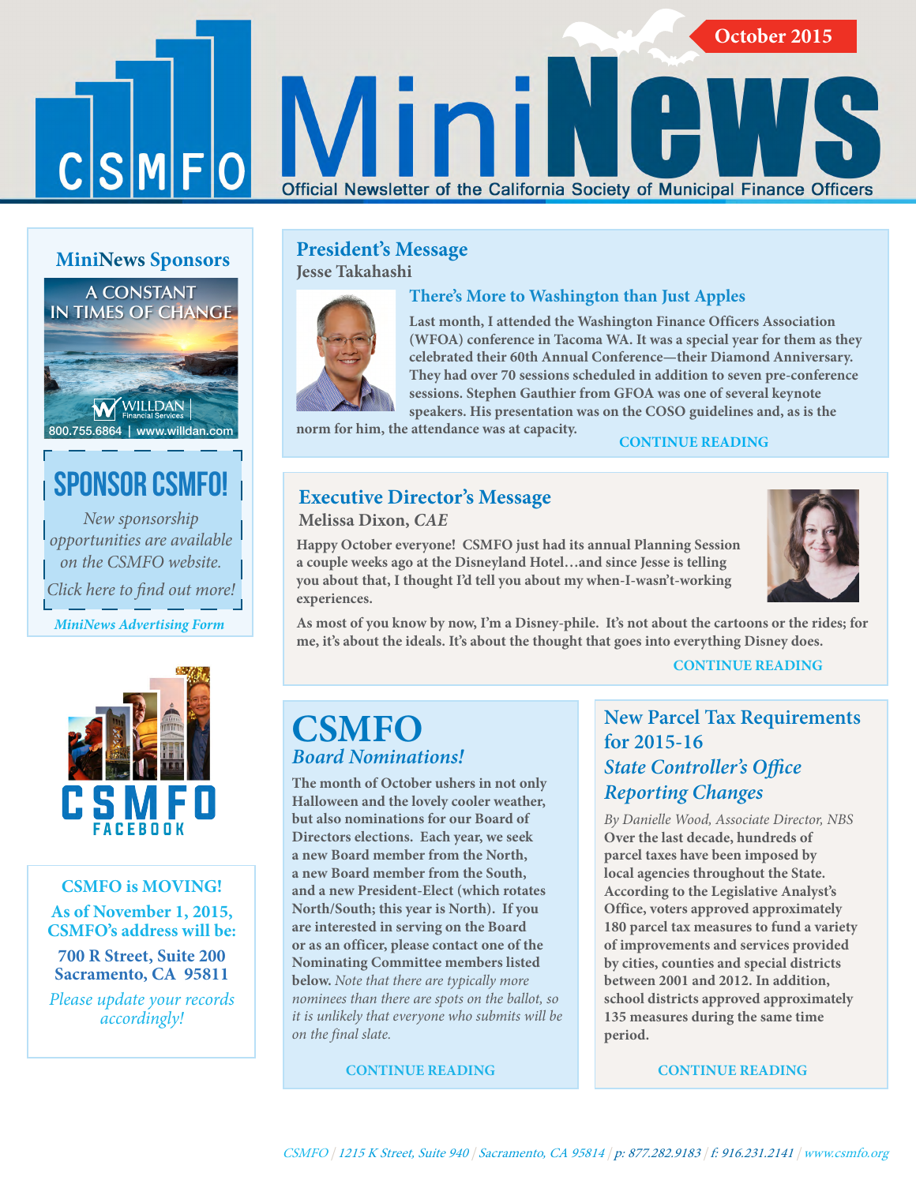# CSMFO MiniNews

October 2015

Official Newsletter of the California Society of Municipal Finance Officers

## President's Message

**Jesse Takahashi**

### There's More to Washington than Just Apples

**Last month, I attended the Washington Finance Officers Association (WFOA) conference in Tacoma WA. It was a special year for them as they celebrated their 60th Annual Conference—their Diamond Anniversary. They had over 70 sessions scheduled in addition to seven pre-conference sessions. Stephen Gauthier from GFOA was one of several keynote speakers. His presentation was on the COSO guidelines and, as is the norm for him, the attendance was at capacity.**

CONTINUE READING

## Executive Director's Message

**Melissa Dixon, *CAE***

**Happy October everyone! CSMFO just had its annual Planning Session a couple weeks ago at the Disneyland Hotel…and since Jesse is telling you about that, I thought I'd tell you about my when-I-wasn't-working experiences.**

**As most of you know by now, I'm a Disney-phile. It's not about the cartoons or the rides; for me, it's about the ideals. It's about the thought that goes into everything Disney does.**

CONTINUE READING

## CSMFO *Board Nominations!*

**The month of October ushers in not only Halloween and the lovely cooler weather, but also nominations for our Board of Directors elections. Each year, we seek a new Board member from the North, a new Board member from the South, and a new President-Elect (which rotates North/South; this year is North). If you are interested in serving on the Board or as an officer, please contact one of the Nominating Committee members listed below.** *Note that there are typically more nominees than there are spots on the ballot, so it is unlikely that everyone who submits will be on the final slate.*

CONTINUE READING

## New Parcel Tax Requirements for 2015-16

### *State Controller's Office Reporting Changes*

*By Danielle Wood, Associate Director, NBS*

**Over the last decade, hundreds of parcel taxes have been imposed by local agencies throughout the State. According to the Legislative Analyst's Office, voters approved approximately 180 parcel tax measures to fund a variety of improvements and services provided by cities, counties and special districts between 2001 and 2012. In addition, school districts approved approximately 135 measures during the same time period.**

CONTINUE READING

## MiniNews Sponsors

A CONSTANT IN TIMES OF CHANGE

WILLDAN Financial Services

800.755.6864 | www.willdan.com

## SPONSOR CSMFO!

*New sponsorship opportunities are available on the CSMFO website.*

*Click here to find out more!*

*MiniNews Advertising Form*

CSMFO FACEBOOK

## CSMFO is MOVING!

**As of November 1, 2015, CSMFO's address will be:**

**700 R Street, Suite 200**
**Sacramento, CA 95811**

*Please update your records accordingly!*

*CSMFO | 1215 K Street, Suite 940 | Sacramento, CA 95814 | p: 877.282.9183 | f: 916.231.2141 | www.csmfo.org*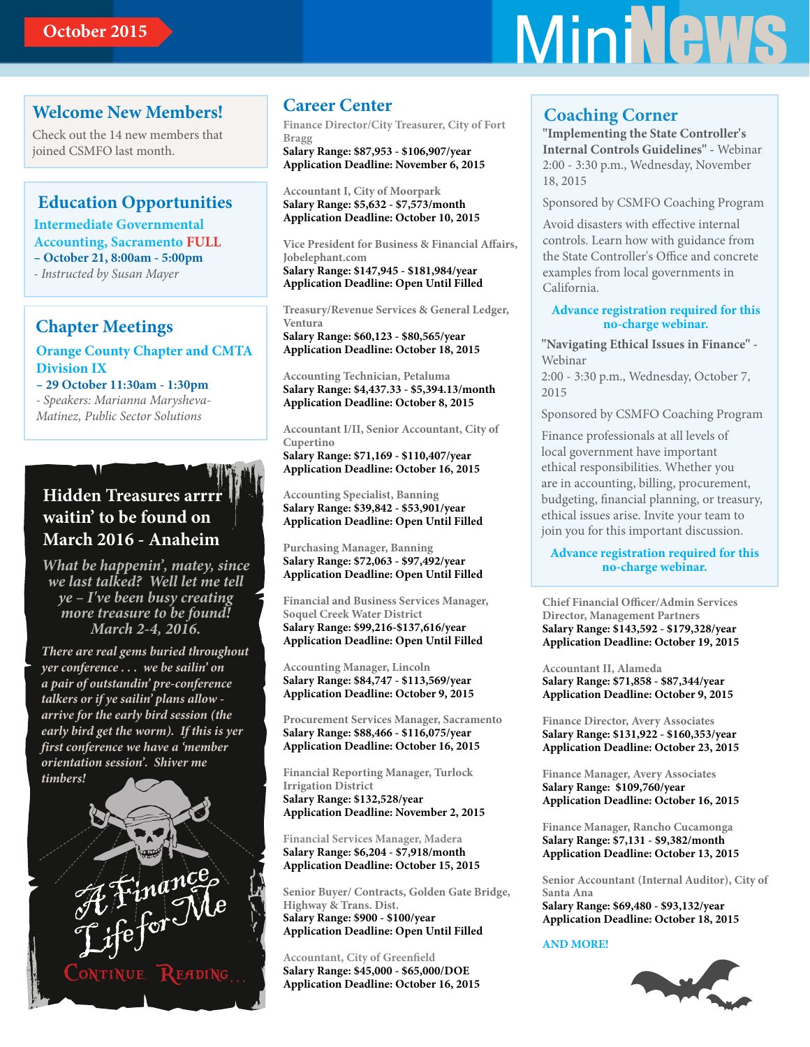October 2015

# MiniNews

## Welcome New Members!

Check out the 14 new members that joined CSMFO last month.

## Education Opportunities

**Intermediate Governmental Accounting, Sacramento FULL**
**– October 21, 8:00am - 5:00pm**
*- Instructed by Susan Mayer*

## Chapter Meetings

**Orange County Chapter and CMTA Division IX**
**– 29 October 11:30am - 1:30pm**
*- Speakers: Marianna Marysheva-Matinez, Public Sector Solutions*

### Hidden Treasures arrrr waitin' to be found on March 2016 - Anaheim

*What be happenin', matey, since we last talked? Well let me tell ye – I've been busy creating more treasure to be found! March 2-4, 2016.*

*There are real gems buried throughout yer conference . . . we be sailin' on a pair of outstandin' pre-conference talkers or if ye sailin' plans allow - arrive for the early bird session (the early bird get the worm). If this is yer first conference we have a 'member orientation session'. Shiver me timbers!*

A Finance Life for Me

CONTINUE READING...

## Career Center

Finance Director/City Treasurer, City of Fort Bragg
**Salary Range: $87,953 - $106,907/year**
**Application Deadline: November 6, 2015**

Accountant I, City of Moorpark
**Salary Range: $5,632 - $7,573/month**
**Application Deadline: October 10, 2015**

Vice President for Business & Financial Affairs, Jobelephant.com
**Salary Range: $147,945 - $181,984/year**
**Application Deadline: Open Until Filled**

Treasury/Revenue Services & General Ledger, Ventura
**Salary Range: $60,123 - $80,565/year**
**Application Deadline: October 18, 2015**

Accounting Technician, Petaluma
**Salary Range: $4,437.33 - $5,394.13/month**
**Application Deadline: October 8, 2015**

Accountant I/II, Senior Accountant, City of Cupertino
**Salary Range: $71,169 - $110,407/year**
**Application Deadline: October 16, 2015**

Accounting Specialist, Banning
**Salary Range: $39,842 - $53,901/year**
**Application Deadline: Open Until Filled**

Purchasing Manager, Banning
**Salary Range: $72,063 - $97,492/year**
**Application Deadline: Open Until Filled**

Financial and Business Services Manager, Soquel Creek Water District
**Salary Range: $99,216-$137,616/year**
**Application Deadline: Open Until Filled**

Accounting Manager, Lincoln
**Salary Range: $84,747 - $113,569/year**
**Application Deadline: October 9, 2015**

Procurement Services Manager, Sacramento
**Salary Range: $88,466 - $116,075/year**
**Application Deadline: October 16, 2015**

Financial Reporting Manager, Turlock Irrigation District
**Salary Range: $132,528/year**
**Application Deadline: November 2, 2015**

Financial Services Manager, Madera
**Salary Range: $6,204 - $7,918/month**
**Application Deadline: October 15, 2015**

Senior Buyer/ Contracts, Golden Gate Bridge, Highway & Trans. Dist.
**Salary Range: $900 - $100/year**
**Application Deadline: Open Until Filled**

Accountant, City of Greenfield
**Salary Range: $45,000 - $65,000/DOE**
**Application Deadline: October 16, 2015**

## Coaching Corner

**"Implementing the State Controller's Internal Controls Guidelines"** - Webinar
2:00 - 3:30 p.m., Wednesday, November 18, 2015

Sponsored by CSMFO Coaching Program

Avoid disasters with effective internal controls. Learn how with guidance from the State Controller's Office and concrete examples from local governments in California.

**Advance registration required for this no-charge webinar.**

**"Navigating Ethical Issues in Finance"** - Webinar
2:00 - 3:30 p.m., Wednesday, October 7, 2015

Sponsored by CSMFO Coaching Program

Finance professionals at all levels of local government have important ethical responsibilities. Whether you are in accounting, billing, procurement, budgeting, financial planning, or treasury, ethical issues arise. Invite your team to join you for this important discussion.

**Advance registration required for this no-charge webinar.**

Chief Financial Officer/Admin Services Director, Management Partners
**Salary Range: $143,592 - $179,328/year**
**Application Deadline: October 19, 2015**

Accountant II, Alameda
**Salary Range: $71,858 - $87,344/year**
**Application Deadline: October 9, 2015**

Finance Director, Avery Associates
**Salary Range: $131,922 - $160,353/year**
**Application Deadline: October 23, 2015**

Finance Manager, Avery Associates
**Salary Range: $109,760/year**
**Application Deadline: October 16, 2015**

Finance Manager, Rancho Cucamonga
**Salary Range: $7,131 - $9,382/month**
**Application Deadline: October 13, 2015**

Senior Accountant (Internal Auditor), City of Santa Ana
**Salary Range: $69,480 - $93,132/year**
**Application Deadline: October 18, 2015**

**AND MORE!**